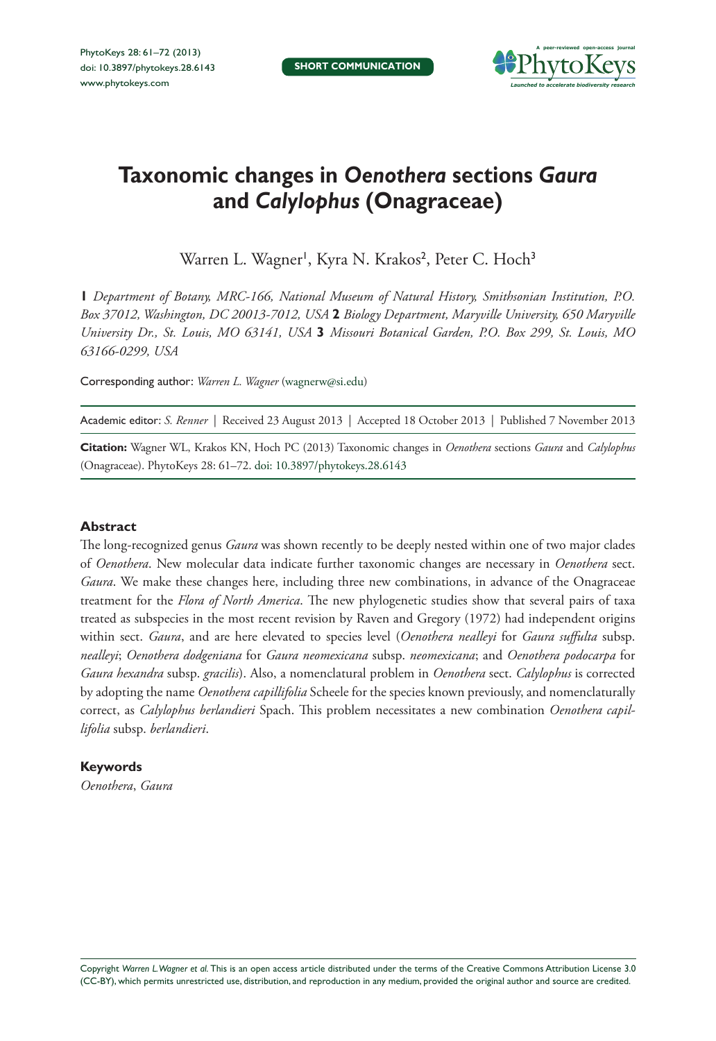SHORT COMMUNICATION

# Taxonomic changes in *Oenothera* sections *Gaura* and *Calylophus* (Onagraceae)

Warren L. Wagner[1], Kyra N. Krakos[2], Peter C. Hoch[3]

**1** *Department of Botany, MRC-166, National Museum of Natural History, Smithsonian Institution, P.O. Box 37012, Washington, DC 20013-7012, USA* **2** *Biology Department, Maryville University, 650 Maryville University Dr., St. Louis, MO 63141, USA* **3** *Missouri Botanical Garden, P.O. Box 299, St. Louis, MO 63166-0299, USA*

Corresponding author: *Warren L. Wagner* (wagnerw@si.edu)

Academic editor: *S. Renner* | Received 23 August 2013 | Accepted 18 October 2013 | Published 7 November 2013

**Citation:** Wagner WL, Krakos KN, Hoch PC (2013) Taxonomic changes in *Oenothera* sections *Gaura* and *Calylophus* (Onagraceae). PhytoKeys 28: 61–72. doi: 10.3897/phytokeys.28.6143

## Abstract

The long-recognized genus *Gaura* was shown recently to be deeply nested within one of two major clades of *Oenothera*. New molecular data indicate further taxonomic changes are necessary in *Oenothera* sect. *Gaura*. We make these changes here, including three new combinations, in advance of the Onagraceae treatment for the *Flora of North America*. The new phylogenetic studies show that several pairs of taxa treated as subspecies in the most recent revision by Raven and Gregory (1972) had independent origins within sect. *Gaura*, and are here elevated to species level (*Oenothera nealleyi* for *Gaura suffulta* subsp. *nealleyi*; *Oenothera dodgeniana* for *Gaura neomexicana* subsp. *neomexicana*; and *Oenothera podocarpa* for *Gaura hexandra* subsp. *gracilis*). Also, a nomenclatural problem in *Oenothera* sect. *Calylophus* is corrected by adopting the name *Oenothera capillifolia* Scheele for the species known previously, and nomenclaturally correct, as *Calylophus berlandieri* Spach. This problem necessitates a new combination *Oenothera capillifolia* subsp. *berlandieri*.

## Keywords

*Oenothera*, *Gaura*

Copyright *Warren L. Wagner et al.* This is an open access article distributed under the terms of the Creative Commons Attribution License 3.0 (CC-BY), which permits unrestricted use, distribution, and reproduction in any medium, provided the original author and source are credited.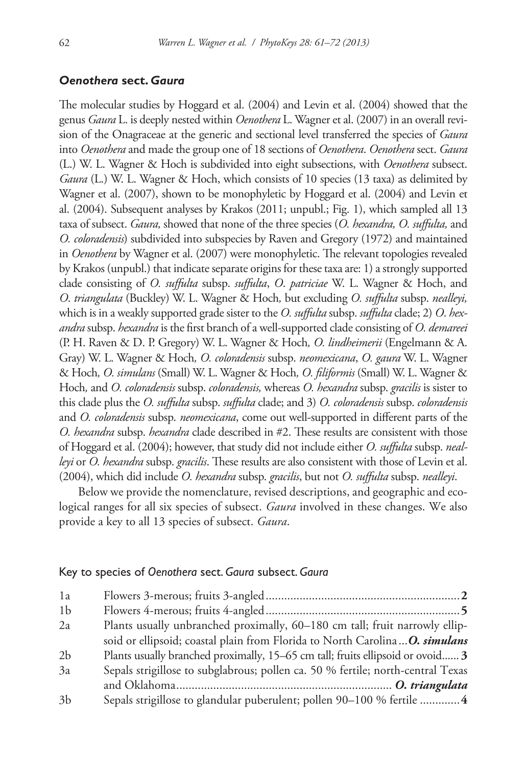### *Oenothera* sect. *Gaura*

The molecular studies by Hoggard et al. (2004) and Levin et al. (2004) showed that the genus *Gaura* L. is deeply nested within *Oenothera* L. Wagner et al. (2007) in an overall revision of the Onagraceae at the generic and sectional level transferred the species of *Gaura* into *Oenothera* and made the group one of 18 sections of *Oenothera*. *Oenothera* sect. *Gaura* (L.) W. L. Wagner & Hoch is subdivided into eight subsections, with *Oenothera* subsect. *Gaura* (L.) W. L. Wagner & Hoch, which consists of 10 species (13 taxa) as delimited by Wagner et al. (2007), shown to be monophyletic by Hoggard et al. (2004) and Levin et al. (2004). Subsequent analyses by Krakos (2011; unpubl.; Fig. 1), which sampled all 13 taxa of subsect. *Gaura,* showed that none of the three species (*O. hexandra, O. suffulta,* and *O. coloradensis*) subdivided into subspecies by Raven and Gregory (1972) and maintained in *Oenothera* by Wagner et al. (2007) were monophyletic. The relevant topologies revealed by Krakos (unpubl.) that indicate separate origins for these taxa are: 1) a strongly supported clade consisting of *O. suffulta* subsp. *suffulta*, *O. patriciae* W. L. Wagner & Hoch, and *O. triangulata* (Buckley) W. L. Wagner & Hoch*,* but excluding *O. suffulta* subsp. *nealleyi,* which is in a weakly supported grade sister to the *O. suffulta* subsp. *suffulta* clade; 2) *O. hexandra* subsp. *hexandra* is the first branch of a well-supported clade consisting of *O. demareei* (P. H. Raven & D. P. Gregory) W. L. Wagner & Hoch*, O. lindheimerii* (Engelmann & A. Gray) W. L. Wagner & Hoch*, O. coloradensis* subsp. *neomexicana*, *O. gaura* W. L. Wagner & Hoch*, O. simulans* (Small) W. L. Wagner & Hoch*, O. filiformis* (Small) W. L. Wagner & Hoch*,* and *O. coloradensis* subsp. *coloradensis,* whereas *O. hexandra* subsp. *gracilis* is sister to this clade plus the *O. suffulta* subsp. *suffulta* clade; and 3) *O. coloradensis* subsp. *coloradensis* and *O. coloradensis* subsp. *neomexicana*, come out well-supported in different parts of the *O. hexandra* subsp. *hexandra* clade described in #2. These results are consistent with those of Hoggard et al. (2004); however, that study did not include either *O. suffulta* subsp. *nealleyi* or *O. hexandra* subsp. *gracilis*. These results are also consistent with those of Levin et al. (2004), which did include *O. hexandra* subsp. *gracilis*, but not *O. suffulta* subsp. *nealleyi*.

Below we provide the nomenclature, revised descriptions, and geographic and ecological ranges for all six species of subsect. *Gaura* involved in these changes. We also provide a key to all 13 species of subsect. *Gaura*.

#### Key to species of *Oenothera* sect. *Gaura* subsect. *Gaura*

| | | |
|---|---|---|
| 1a | Flowers 3-merous; fruits 3-angled | **2** |
| 1b | Flowers 4-merous; fruits 4-angled | **5** |
| 2a | Plants usually unbranched proximally, 60–180 cm tall; fruit narrowly ellipsoid or ellipsoid; coastal plain from Florida to North Carolina | ***O. simulans*** |
| 2b | Plants usually branched proximally, 15–65 cm tall; fruits ellipsoid or ovoid | **3** |
| 3a | Sepals strigillose to subglabrous; pollen ca. 50 % fertile; north-central Texas and Oklahoma | ***O. triangulata*** |
| 3b | Sepals strigillose to glandular puberulent; pollen 90–100 % fertile | **4** |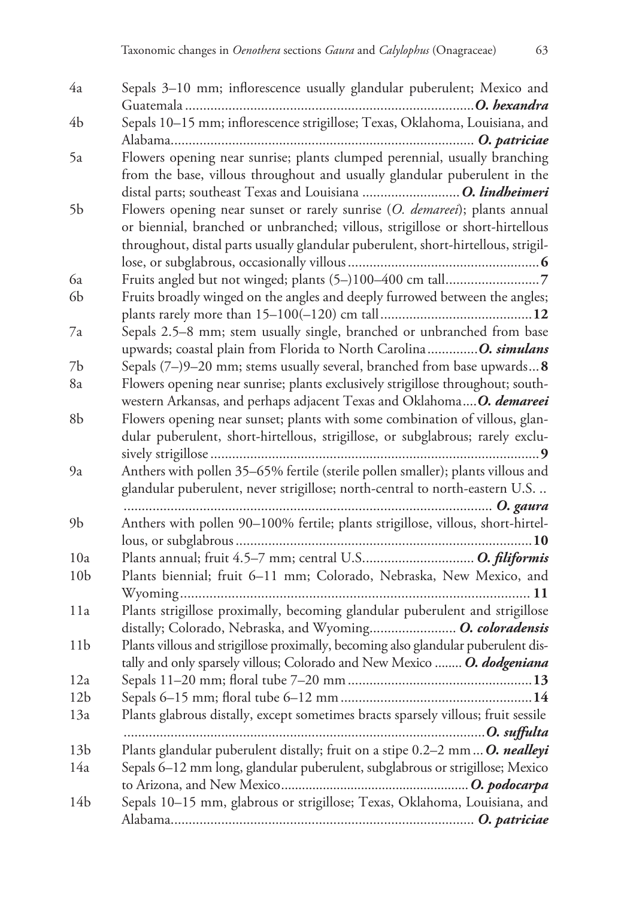4a Sepals 3–10 mm; inflorescence usually glandular puberulent; Mexico and Guatemala ............................................................................... ***O. hexandra***

4b Sepals 10–15 mm; inflorescence strigillose; Texas, Oklahoma, Louisiana, and Alabama................................................................................... ***O. patriciae***

5a Flowers opening near sunrise; plants clumped perennial, usually branching from the base, villous throughout and usually glandular puberulent in the distal parts; southeast Texas and Louisiana .......................... ***O. lindheimeri***

5b Flowers opening near sunset or rarely sunrise (*O. demareei*); plants annual or biennial, branched or unbranched; villous, strigillose or short-hirtellous throughout, distal parts usually glandular puberulent, short-hirtellous, strigillose, or subglabrous, occasionally villous .................................................... **6**

6a Fruits angled but not winged; plants (5–)100–400 cm tall.......................... **7**

6b Fruits broadly winged on the angles and deeply furrowed between the angles; plants rarely more than 15–100(–120) cm tall.......................................... **12**

7a Sepals 2.5–8 mm; stem usually single, branched or unbranched from base upwards; coastal plain from Florida to North Carolina ............. ***O. simulans***

7b Sepals (7–)9–20 mm; stems usually several, branched from base upwards... **8**

8a Flowers opening near sunrise; plants exclusively strigillose throughout; southwestern Arkansas, and perhaps adjacent Texas and Oklahoma.... ***O. demareei***

8b Flowers opening near sunset; plants with some combination of villous, glandular puberulent, short-hirtellous, strigillose, or subglabrous; rarely exclusively strigillose ......................................................................................... **9**

9a Anthers with pollen 35–65% fertile (sterile pollen smaller); plants villous and glandular puberulent, never strigillose; north-central to north-eastern U.S. .. ...................................................................................................... ***O. gaura***

9b Anthers with pollen 90–100% fertile; plants strigillose, villous, short-hirtellous, or subglabrous ................................................................................. **10**

10a Plants annual; fruit 4.5–7 mm; central U.S............................... ***O. filiformis***

10b Plants biennial; fruit 6–11 mm; Colorado, Nebraska, New Mexico, and Wyoming.............................................................................................. **11**

11a Plants strigillose proximally, becoming glandular puberulent and strigillose distally; Colorado, Nebraska, and Wyoming........................ ***O. coloradensis***

11b Plants villous and strigillose proximally, becoming also glandular puberulent distally and only sparsely villous; Colorado and New Mexico ........ ***O. dodgeniana***

12a Sepals 11–20 mm; floral tube 7–20 mm .................................................. **13**

12b Sepals 6–15 mm; floral tube 6–12 mm .................................................... **14**

13a Plants glabrous distally, except sometimes bracts sparsely villous; fruit sessile ...................................................................................................... ***O. suffulta***

13b Plants glandular puberulent distally; fruit on a stipe 0.2–2 mm ... ***O. nealleyi***

14a Sepals 6–12 mm long, glandular puberulent, subglabrous or strigillose; Mexico to Arizona, and New Mexico..................................................... ***O. podocarpa***

14b Sepals 10–15 mm, glabrous or strigillose; Texas, Oklahoma, Louisiana, and Alabama................................................................................... ***O. patriciae***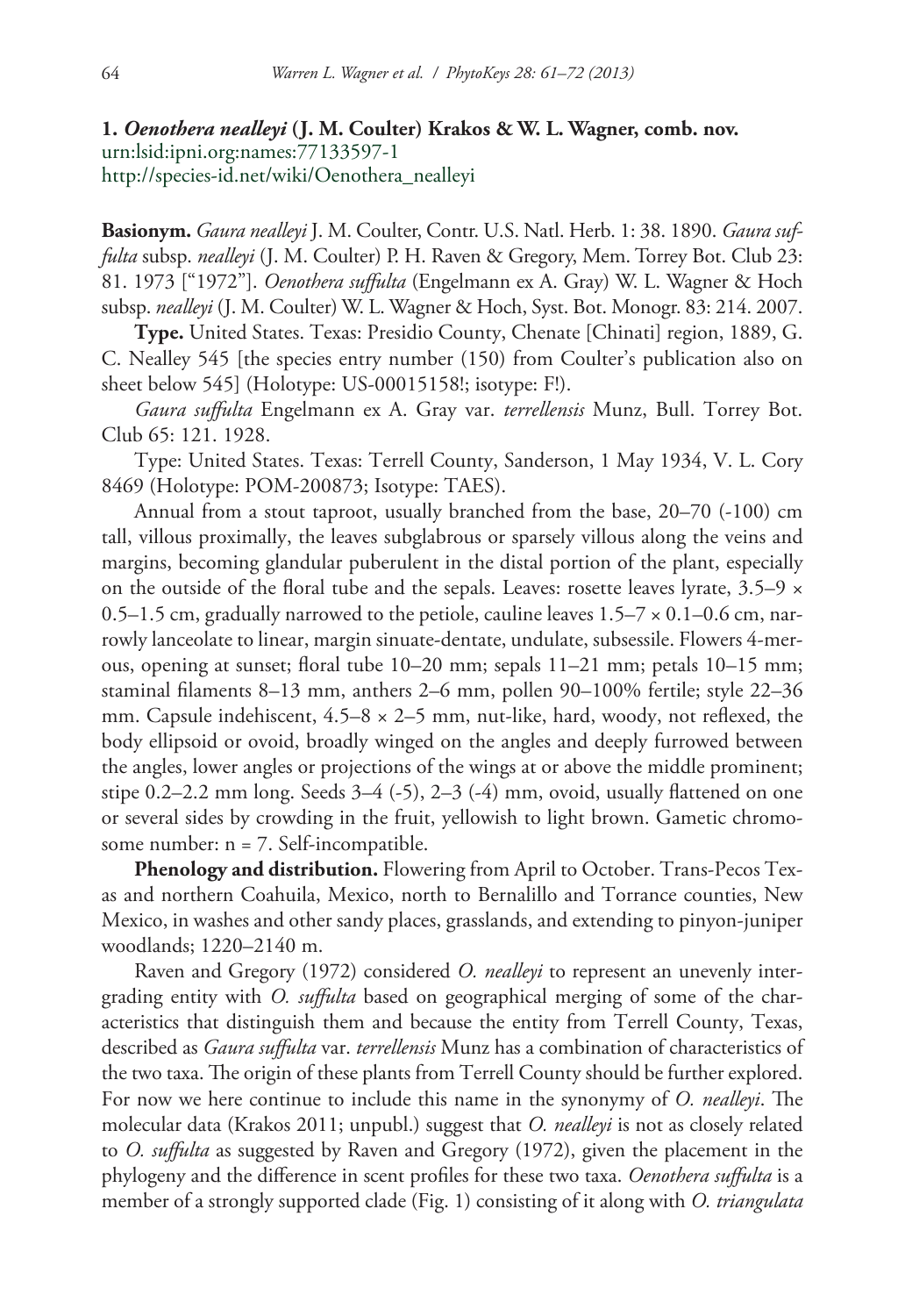### 1. *Oenothera nealleyi* (J. M. Coulter) Krakos & W. L. Wagner, comb. nov.

urn:lsid:ipni.org:names:77133597-1
http://species-id.net/wiki/Oenothera_nealleyi

**Basionym.** *Gaura nealleyi* J. M. Coulter, Contr. U.S. Natl. Herb. 1: 38. 1890. *Gaura suffulta* subsp. *nealleyi* (J. M. Coulter) P. H. Raven & Gregory, Mem. Torrey Bot. Club 23: 81. 1973 ["1972"]. *Oenothera suffulta* (Engelmann ex A. Gray) W. L. Wagner & Hoch subsp. *nealleyi* (J. M. Coulter) W. L. Wagner & Hoch, Syst. Bot. Monogr. 83: 214. 2007.

**Type.** United States. Texas: Presidio County, Chenate [Chinati] region, 1889, G. C. Nealley 545 [the species entry number (150) from Coulter's publication also on sheet below 545] (Holotype: US-00015158!; isotype: F!).

*Gaura suffulta* Engelmann ex A. Gray var. *terrellensis* Munz, Bull. Torrey Bot. Club 65: 121. 1928.

Type: United States. Texas: Terrell County, Sanderson, 1 May 1934, V. L. Cory 8469 (Holotype: POM-200873; Isotype: TAES).

Annual from a stout taproot, usually branched from the base, 20–70 (-100) cm tall, villous proximally, the leaves subglabrous or sparsely villous along the veins and margins, becoming glandular puberulent in the distal portion of the plant, especially on the outside of the floral tube and the sepals. Leaves: rosette leaves lyrate, 3.5–9 × 0.5–1.5 cm, gradually narrowed to the petiole, cauline leaves 1.5–7 × 0.1–0.6 cm, narrowly lanceolate to linear, margin sinuate-dentate, undulate, subsessile. Flowers 4-merous, opening at sunset; floral tube 10–20 mm; sepals 11–21 mm; petals 10–15 mm; staminal filaments 8–13 mm, anthers 2–6 mm, pollen 90–100% fertile; style 22–36 mm. Capsule indehiscent, 4.5–8 × 2–5 mm, nut-like, hard, woody, not reflexed, the body ellipsoid or ovoid, broadly winged on the angles and deeply furrowed between the angles, lower angles or projections of the wings at or above the middle prominent; stipe 0.2–2.2 mm long. Seeds 3–4 (-5), 2–3 (-4) mm, ovoid, usually flattened on one or several sides by crowding in the fruit, yellowish to light brown. Gametic chromosome number: n = 7. Self-incompatible.

**Phenology and distribution.** Flowering from April to October. Trans-Pecos Texas and northern Coahuila, Mexico, north to Bernalillo and Torrance counties, New Mexico, in washes and other sandy places, grasslands, and extending to pinyon-juniper woodlands; 1220–2140 m.

Raven and Gregory (1972) considered *O. nealleyi* to represent an unevenly intergrading entity with *O. suffulta* based on geographical merging of some of the characteristics that distinguish them and because the entity from Terrell County, Texas, described as *Gaura suffulta* var. *terrellensis* Munz has a combination of characteristics of the two taxa. The origin of these plants from Terrell County should be further explored. For now we here continue to include this name in the synonymy of *O. nealleyi*. The molecular data (Krakos 2011; unpubl.) suggest that *O. nealleyi* is not as closely related to *O. suffulta* as suggested by Raven and Gregory (1972), given the placement in the phylogeny and the difference in scent profiles for these two taxa. *Oenothera suffulta* is a member of a strongly supported clade (Fig. 1) consisting of it along with *O. triangulata*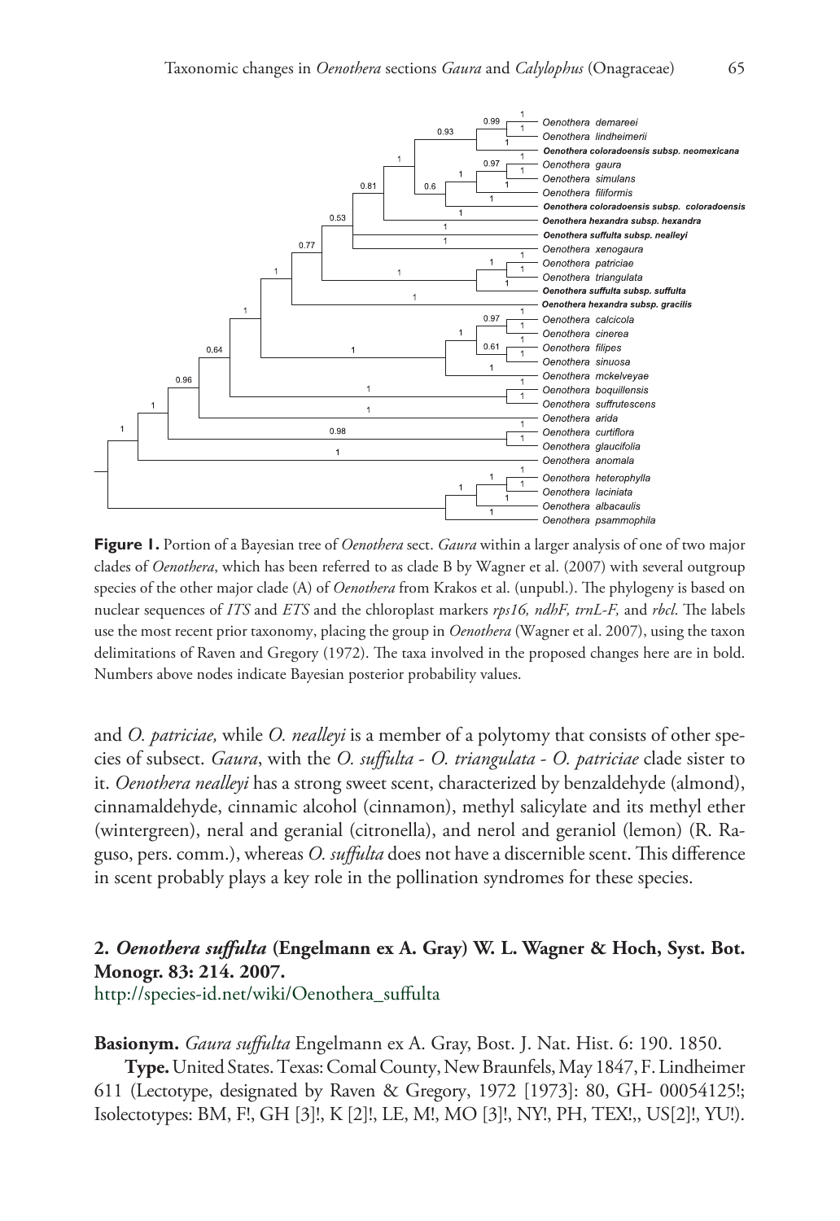**Figure 1.** Portion of a Bayesian tree of *Oenothera* sect. *Gaura* within a larger analysis of one of two major clades of *Oenothera*, which has been referred to as clade B by Wagner et al. (2007) with several outgroup species of the other major clade (A) of *Oenothera* from Krakos et al. (unpubl.). The phylogeny is based on nuclear sequences of *ITS* and *ETS* and the chloroplast markers *rps16, ndhF, trnL-F,* and *rbcl*. The labels use the most recent prior taxonomy, placing the group in *Oenothera* (Wagner et al. 2007), using the taxon delimitations of Raven and Gregory (1972). The taxa involved in the proposed changes here are in bold. Numbers above nodes indicate Bayesian posterior probability values.

and *O. patriciae,* while *O. nealleyi* is a member of a polytomy that consists of other species of subsect. *Gaura*, with the *O. suffulta - O. triangulata - O. patriciae* clade sister to it. *Oenothera nealleyi* has a strong sweet scent, characterized by benzaldehyde (almond), cinnamaldehyde, cinnamic alcohol (cinnamon), methyl salicylate and its methyl ether (wintergreen), neral and geranial (citronella), and nerol and geraniol (lemon) (R. Raguso, pers. comm.), whereas *O. suffulta* does not have a discernible scent. This difference in scent probably plays a key role in the pollination syndromes for these species.

## 2. *Oenothera suffulta* (Engelmann ex A. Gray) W. L. Wagner & Hoch, Syst. Bot. Monogr. 83: 214. 2007.

http://species-id.net/wiki/Oenothera_suffulta

**Basionym.** *Gaura suffulta* Engelmann ex A. Gray, Bost. J. Nat. Hist. 6: 190. 1850.

**Type.** United States. Texas: Comal County, New Braunfels, May 1847, F. Lindheimer 611 (Lectotype, designated by Raven & Gregory, 1972 [1973]: 80, GH- 00054125!; Isolectotypes: BM, F!, GH [3]!, K [2]!, LE, M!, MO [3]!, NY!, PH, TEX!,, US[2]!, YU!).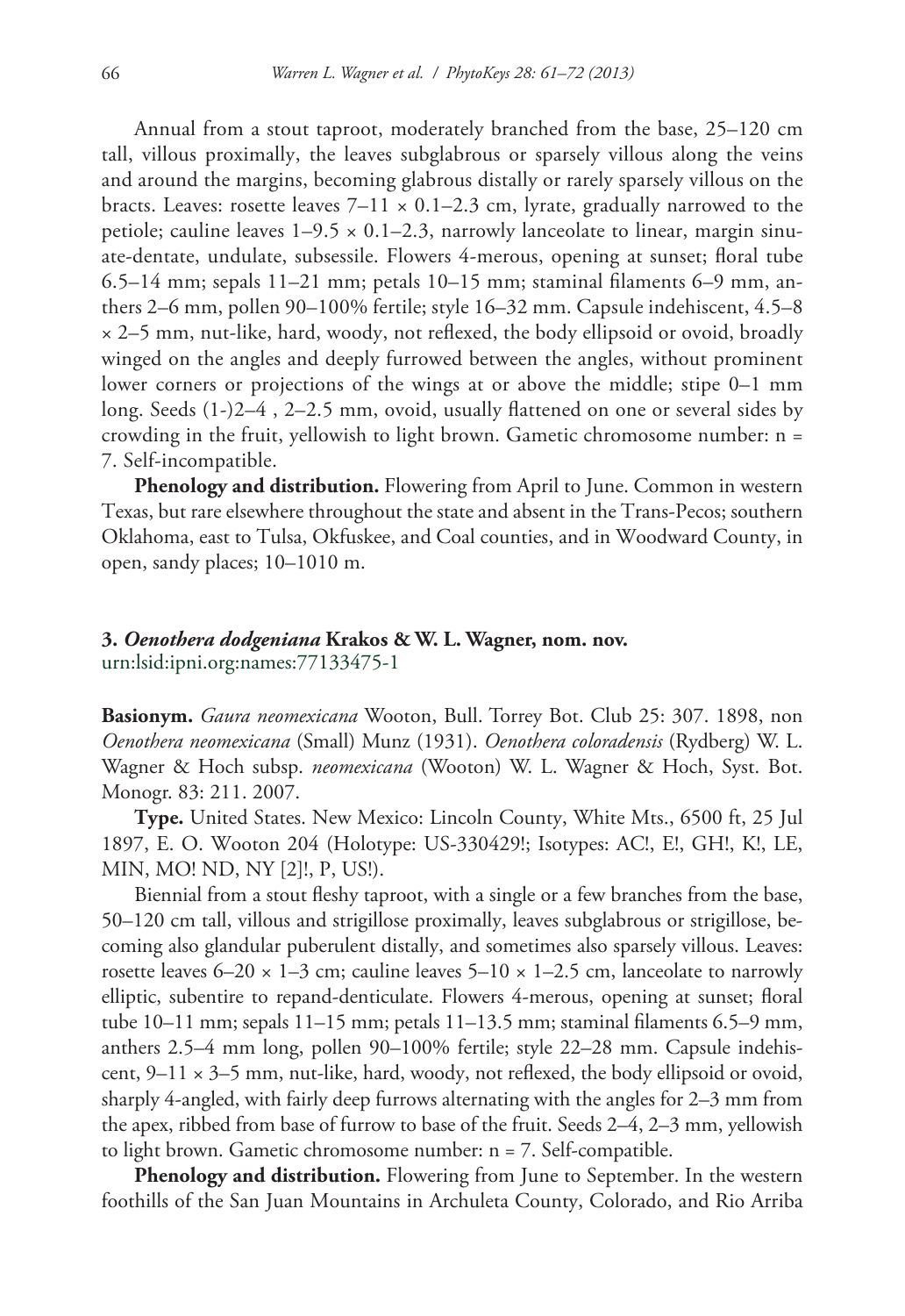Annual from a stout taproot, moderately branched from the base, 25–120 cm tall, villous proximally, the leaves subglabrous or sparsely villous along the veins and around the margins, becoming glabrous distally or rarely sparsely villous on the bracts. Leaves: rosette leaves 7–11 × 0.1–2.3 cm, lyrate, gradually narrowed to the petiole; cauline leaves 1–9.5 × 0.1–2.3, narrowly lanceolate to linear, margin sinuate-dentate, undulate, subsessile. Flowers 4-merous, opening at sunset; floral tube 6.5–14 mm; sepals 11–21 mm; petals 10–15 mm; staminal filaments 6–9 mm, anthers 2–6 mm, pollen 90–100% fertile; style 16–32 mm. Capsule indehiscent, 4.5–8 × 2–5 mm, nut-like, hard, woody, not reflexed, the body ellipsoid or ovoid, broadly winged on the angles and deeply furrowed between the angles, without prominent lower corners or projections of the wings at or above the middle; stipe 0–1 mm long. Seeds (1-)2–4 , 2–2.5 mm, ovoid, usually flattened on one or several sides by crowding in the fruit, yellowish to light brown. Gametic chromosome number: n = 7. Self-incompatible.

**Phenology and distribution.** Flowering from April to June. Common in western Texas, but rare elsewhere throughout the state and absent in the Trans-Pecos; southern Oklahoma, east to Tulsa, Okfuskee, and Coal counties, and in Woodward County, in open, sandy places; 10–1010 m.

### 3. *Oenothera dodgeniana* Krakos & W. L. Wagner, nom. nov.

urn:lsid:ipni.org:names:77133475-1

**Basionym.** *Gaura neomexicana* Wooton, Bull. Torrey Bot. Club 25: 307. 1898, non *Oenothera neomexicana* (Small) Munz (1931). *Oenothera coloradensis* (Rydberg) W. L. Wagner & Hoch subsp. *neomexicana* (Wooton) W. L. Wagner & Hoch, Syst. Bot. Monogr. 83: 211. 2007.

**Type.** United States. New Mexico: Lincoln County, White Mts., 6500 ft, 25 Jul 1897, E. O. Wooton 204 (Holotype: US-330429!; Isotypes: AC!, E!, GH!, K!, LE, MIN, MO! ND, NY [2]!, P, US!).

Biennial from a stout fleshy taproot, with a single or a few branches from the base, 50–120 cm tall, villous and strigillose proximally, leaves subglabrous or strigillose, becoming also glandular puberulent distally, and sometimes also sparsely villous. Leaves: rosette leaves 6–20 × 1–3 cm; cauline leaves 5–10 × 1–2.5 cm, lanceolate to narrowly elliptic, subentire to repand-denticulate. Flowers 4-merous, opening at sunset; floral tube 10–11 mm; sepals 11–15 mm; petals 11–13.5 mm; staminal filaments 6.5–9 mm, anthers 2.5–4 mm long, pollen 90–100% fertile; style 22–28 mm. Capsule indehiscent, 9–11 × 3–5 mm, nut-like, hard, woody, not reflexed, the body ellipsoid or ovoid, sharply 4-angled, with fairly deep furrows alternating with the angles for 2–3 mm from the apex, ribbed from base of furrow to base of the fruit. Seeds 2–4, 2–3 mm, yellowish to light brown. Gametic chromosome number: n = 7. Self-compatible.

**Phenology and distribution.** Flowering from June to September. In the western foothills of the San Juan Mountains in Archuleta County, Colorado, and Rio Arriba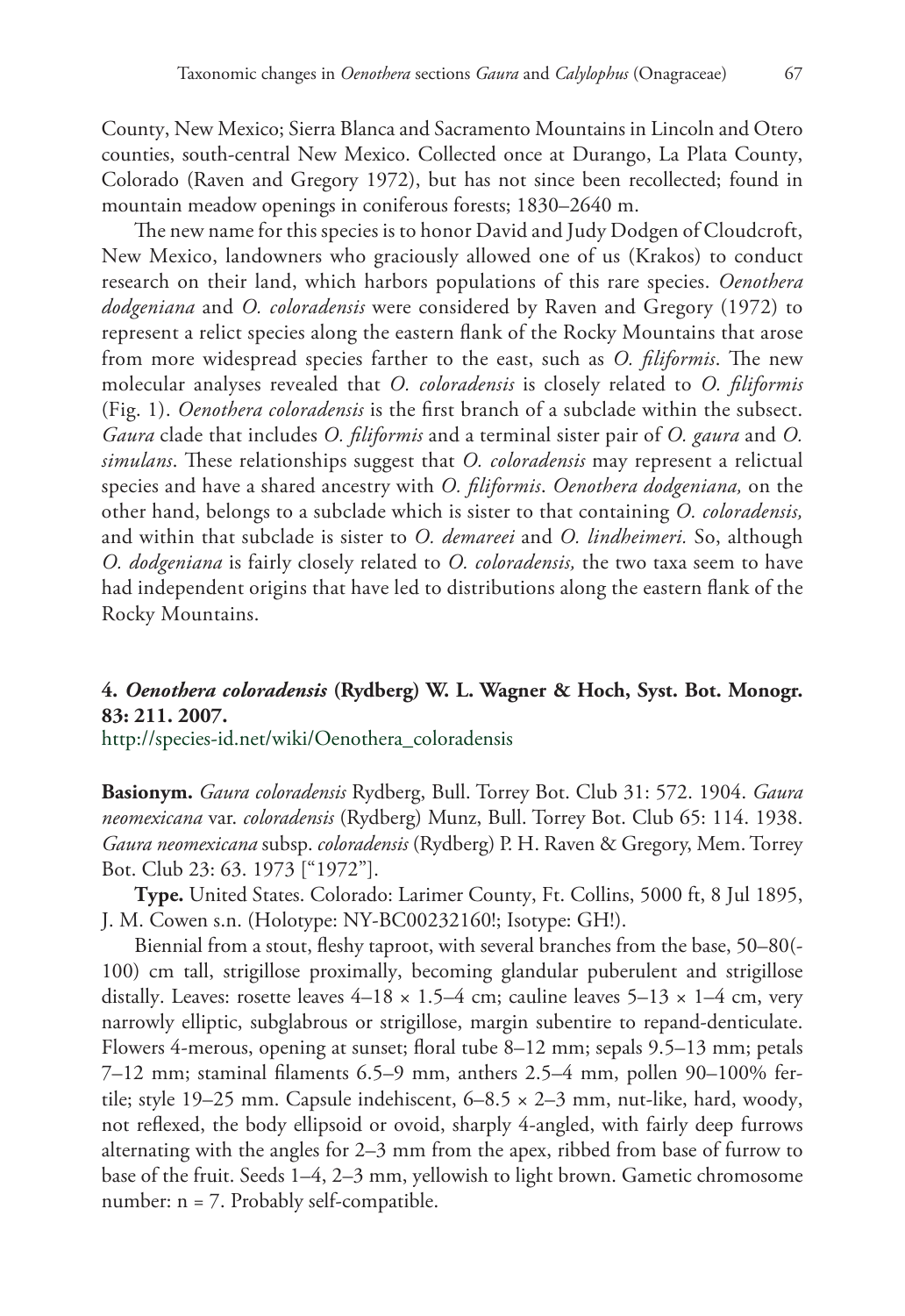County, New Mexico; Sierra Blanca and Sacramento Mountains in Lincoln and Otero counties, south-central New Mexico. Collected once at Durango, La Plata County, Colorado (Raven and Gregory 1972), but has not since been recollected; found in mountain meadow openings in coniferous forests; 1830–2640 m.

The new name for this species is to honor David and Judy Dodgen of Cloudcroft, New Mexico, landowners who graciously allowed one of us (Krakos) to conduct research on their land, which harbors populations of this rare species. *Oenothera dodgeniana* and *O. coloradensis* were considered by Raven and Gregory (1972) to represent a relict species along the eastern flank of the Rocky Mountains that arose from more widespread species farther to the east, such as *O. filiformis*. The new molecular analyses revealed that *O. coloradensis* is closely related to *O. filiformis* (Fig. 1). *Oenothera coloradensis* is the first branch of a subclade within the subsect. *Gaura* clade that includes *O. filiformis* and a terminal sister pair of *O. gaura* and *O. simulans*. These relationships suggest that *O. coloradensis* may represent a relictual species and have a shared ancestry with *O. filiformis*. *Oenothera dodgeniana,* on the other hand, belongs to a subclade which is sister to that containing *O. coloradensis,* and within that subclade is sister to *O. demareei* and *O. lindheimeri.* So, although *O. dodgeniana* is fairly closely related to *O. coloradensis,* the two taxa seem to have had independent origins that have led to distributions along the eastern flank of the Rocky Mountains.

### 4. *Oenothera coloradensis* (Rydberg) W. L. Wagner & Hoch, Syst. Bot. Monogr. 83: 211. 2007.

http://species-id.net/wiki/Oenothera_coloradensis

**Basionym.** *Gaura coloradensis* Rydberg, Bull. Torrey Bot. Club 31: 572. 1904. *Gaura neomexicana* var. *coloradensis* (Rydberg) Munz, Bull. Torrey Bot. Club 65: 114. 1938. *Gaura neomexicana* subsp. *coloradensis* (Rydberg) P. H. Raven & Gregory, Mem. Torrey Bot. Club 23: 63. 1973 ["1972"].

**Type.** United States. Colorado: Larimer County, Ft. Collins, 5000 ft, 8 Jul 1895, J. M. Cowen s.n. (Holotype: NY-BC00232160!; Isotype: GH!).

Biennial from a stout, fleshy taproot, with several branches from the base, 50–80(-100) cm tall, strigillose proximally, becoming glandular puberulent and strigillose distally. Leaves: rosette leaves 4–18 × 1.5–4 cm; cauline leaves 5–13 × 1–4 cm, very narrowly elliptic, subglabrous or strigillose, margin subentire to repand-denticulate. Flowers 4-merous, opening at sunset; floral tube 8–12 mm; sepals 9.5–13 mm; petals 7–12 mm; staminal filaments 6.5–9 mm, anthers 2.5–4 mm, pollen 90–100% fertile; style 19–25 mm. Capsule indehiscent, 6–8.5 × 2–3 mm, nut-like, hard, woody, not reflexed, the body ellipsoid or ovoid, sharply 4-angled, with fairly deep furrows alternating with the angles for 2–3 mm from the apex, ribbed from base of furrow to base of the fruit. Seeds 1–4, 2–3 mm, yellowish to light brown. Gametic chromosome number: n = 7. Probably self-compatible.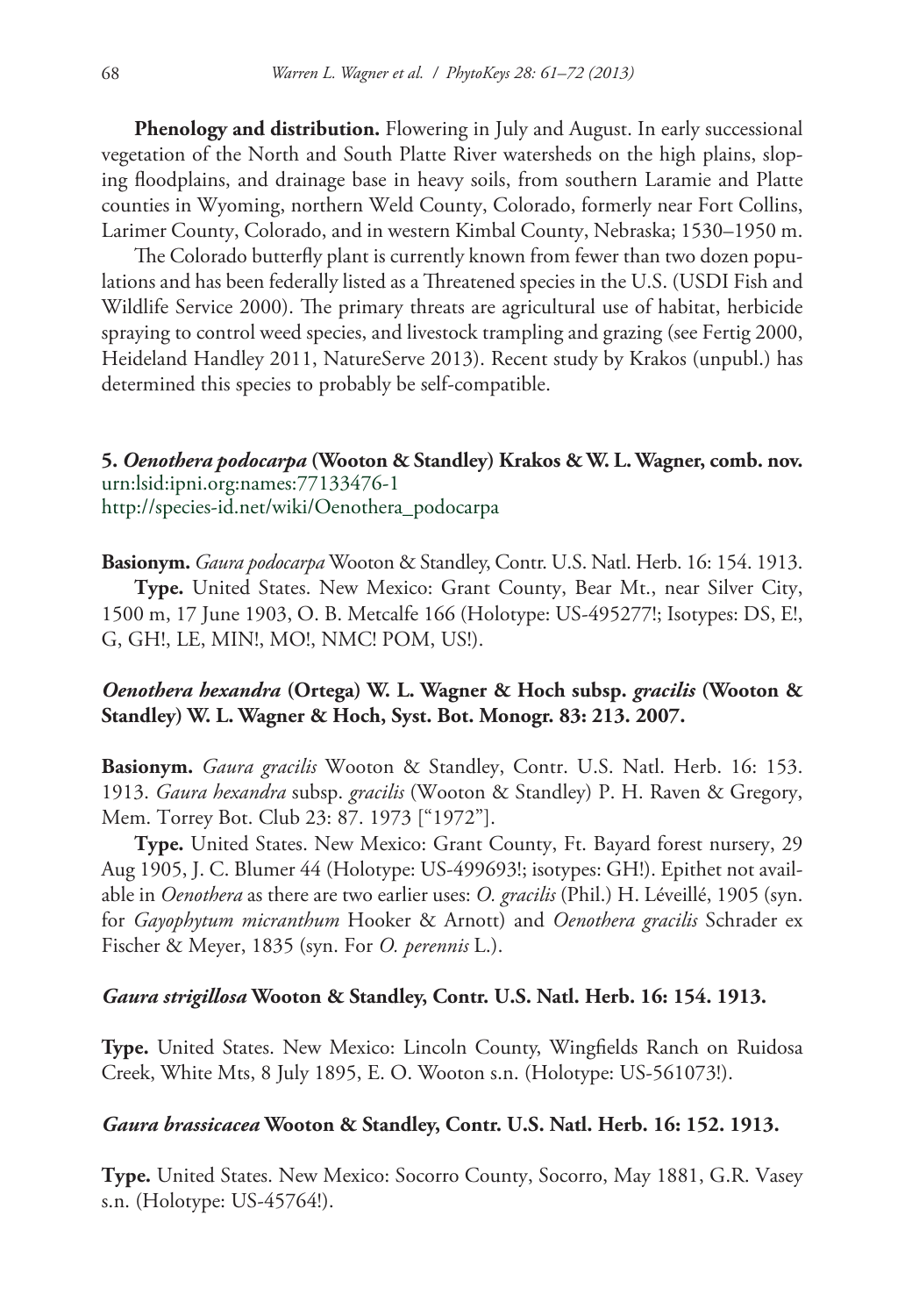**Phenology and distribution.** Flowering in July and August. In early successional vegetation of the North and South Platte River watersheds on the high plains, sloping floodplains, and drainage base in heavy soils, from southern Laramie and Platte counties in Wyoming, northern Weld County, Colorado, formerly near Fort Collins, Larimer County, Colorado, and in western Kimbal County, Nebraska; 1530–1950 m.

The Colorado butterfly plant is currently known from fewer than two dozen populations and has been federally listed as a Threatened species in the U.S. (USDI Fish and Wildlife Service 2000). The primary threats are agricultural use of habitat, herbicide spraying to control weed species, and livestock trampling and grazing (see Fertig 2000, Heideland Handley 2011, NatureServe 2013). Recent study by Krakos (unpubl.) has determined this species to probably be self-compatible.

**5. *Oenothera podocarpa* (Wooton & Standley) Krakos & W. L. Wagner, comb. nov.**
urn:lsid:ipni.org:names:77133476-1
http://species-id.net/wiki/Oenothera_podocarpa

**Basionym.** *Gaura podocarpa* Wooton & Standley, Contr. U.S. Natl. Herb. 16: 154. 1913.

**Type.** United States. New Mexico: Grant County, Bear Mt., near Silver City, 1500 m, 17 June 1903, O. B. Metcalfe 166 (Holotype: US-495277!; Isotypes: DS, E!, G, GH!, LE, MIN!, MO!, NMC! POM, US!).

***Oenothera hexandra* (Ortega) W. L. Wagner & Hoch subsp. *gracilis* (Wooton & Standley) W. L. Wagner & Hoch, Syst. Bot. Monogr. 83: 213. 2007.**

**Basionym.** *Gaura gracilis* Wooton & Standley, Contr. U.S. Natl. Herb. 16: 153. 1913. *Gaura hexandra* subsp. *gracilis* (Wooton & Standley) P. H. Raven & Gregory, Mem. Torrey Bot. Club 23: 87. 1973 ["1972"].

**Type.** United States. New Mexico: Grant County, Ft. Bayard forest nursery, 29 Aug 1905, J. C. Blumer 44 (Holotype: US-499693!; isotypes: GH!). Epithet not available in *Oenothera* as there are two earlier uses: *O. gracilis* (Phil.) H. Léveillé, 1905 (syn. for *Gayophytum micranthum* Hooker & Arnott) and *Oenothera gracilis* Schrader ex Fischer & Meyer, 1835 (syn. For *O. perennis* L.).

***Gaura strigillosa* Wooton & Standley, Contr. U.S. Natl. Herb. 16: 154. 1913.**

**Type.** United States. New Mexico: Lincoln County, Wingfields Ranch on Ruidosa Creek, White Mts, 8 July 1895, E. O. Wooton s.n. (Holotype: US-561073!).

***Gaura brassicacea* Wooton & Standley, Contr. U.S. Natl. Herb. 16: 152. 1913.**

**Type.** United States. New Mexico: Socorro County, Socorro, May 1881, G.R. Vasey s.n. (Holotype: US-45764!).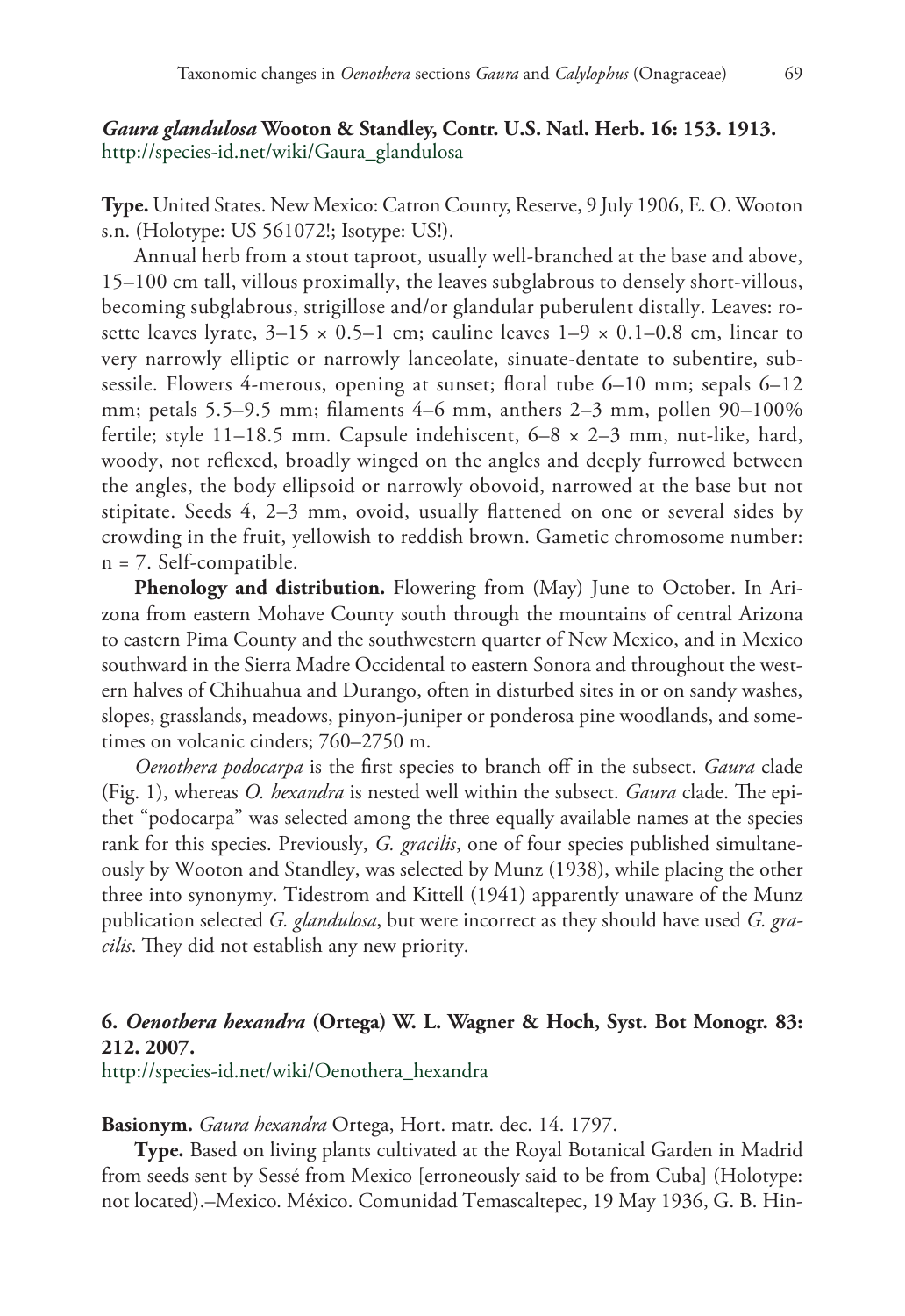***Gaura glandulosa* Wooton & Standley, Contr. U.S. Natl. Herb. 16: 153. 1913.**
http://species-id.net/wiki/Gaura_glandulosa

**Type.** United States. New Mexico: Catron County, Reserve, 9 July 1906, E. O. Wooton s.n. (Holotype: US 561072!; Isotype: US!).

Annual herb from a stout taproot, usually well-branched at the base and above, 15–100 cm tall, villous proximally, the leaves subglabrous to densely short-villous, becoming subglabrous, strigillose and/or glandular puberulent distally. Leaves: rosette leaves lyrate, 3–15 × 0.5–1 cm; cauline leaves 1–9 × 0.1–0.8 cm, linear to very narrowly elliptic or narrowly lanceolate, sinuate-dentate to subentire, subsessile. Flowers 4-merous, opening at sunset; floral tube 6–10 mm; sepals 6–12 mm; petals 5.5–9.5 mm; filaments 4–6 mm, anthers 2–3 mm, pollen 90–100% fertile; style 11–18.5 mm. Capsule indehiscent, 6–8 × 2–3 mm, nut-like, hard, woody, not reflexed, broadly winged on the angles and deeply furrowed between the angles, the body ellipsoid or narrowly obovoid, narrowed at the base but not stipitate. Seeds 4, 2–3 mm, ovoid, usually flattened on one or several sides by crowding in the fruit, yellowish to reddish brown. Gametic chromosome number: n = 7. Self-compatible.

**Phenology and distribution.** Flowering from (May) June to October. In Arizona from eastern Mohave County south through the mountains of central Arizona to eastern Pima County and the southwestern quarter of New Mexico, and in Mexico southward in the Sierra Madre Occidental to eastern Sonora and throughout the western halves of Chihuahua and Durango, often in disturbed sites in or on sandy washes, slopes, grasslands, meadows, pinyon-juniper or ponderosa pine woodlands, and sometimes on volcanic cinders; 760–2750 m.

*Oenothera podocarpa* is the first species to branch off in the subsect. *Gaura* clade (Fig. 1), whereas *O. hexandra* is nested well within the subsect. *Gaura* clade. The epithet "podocarpa" was selected among the three equally available names at the species rank for this species. Previously, *G. gracilis*, one of four species published simultaneously by Wooton and Standley, was selected by Munz (1938), while placing the other three into synonymy. Tidestrom and Kittell (1941) apparently unaware of the Munz publication selected *G. glandulosa*, but were incorrect as they should have used *G. gracilis*. They did not establish any new priority.

### 6. *Oenothera hexandra* (Ortega) W. L. Wagner & Hoch, Syst. Bot Monogr. 83: 212. 2007.

http://species-id.net/wiki/Oenothera_hexandra

**Basionym.** *Gaura hexandra* Ortega, Hort. matr. dec. 14. 1797.

**Type.** Based on living plants cultivated at the Royal Botanical Garden in Madrid from seeds sent by Sessé from Mexico [erroneously said to be from Cuba] (Holotype: not located).–Mexico. México. Comunidad Temascaltepec, 19 May 1936, G. B. Hin-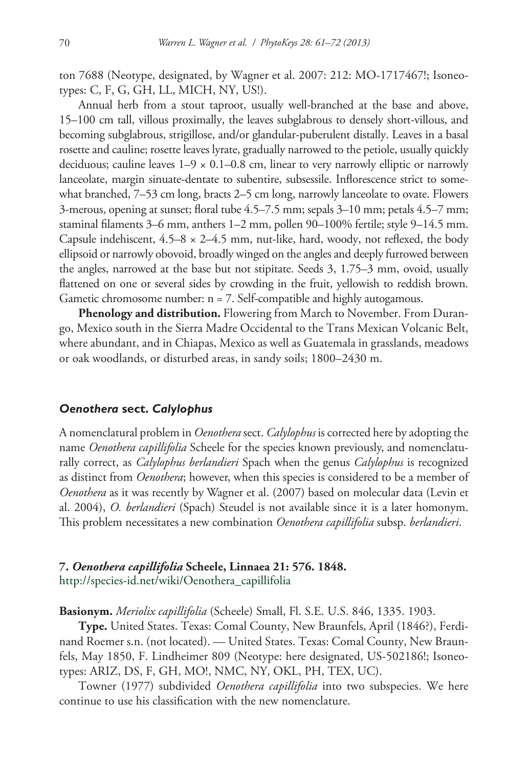ton 7688 (Neotype, designated, by Wagner et al. 2007: 212: MO-1717467!; Isoneotypes: C, F, G, GH, LL, MICH, NY, US!).

Annual herb from a stout taproot, usually well-branched at the base and above, 15–100 cm tall, villous proximally, the leaves subglabrous to densely short-villous, and becoming subglabrous, strigillose, and/or glandular-puberulent distally. Leaves in a basal rosette and cauline; rosette leaves lyrate, gradually narrowed to the petiole, usually quickly deciduous; cauline leaves 1–9 × 0.1–0.8 cm, linear to very narrowly elliptic or narrowly lanceolate, margin sinuate-dentate to subentire, subsessile. Inflorescence strict to somewhat branched, 7–53 cm long, bracts 2–5 cm long, narrowly lanceolate to ovate. Flowers 3-merous, opening at sunset; floral tube 4.5–7.5 mm; sepals 3–10 mm; petals 4.5–7 mm; staminal filaments 3–6 mm, anthers 1–2 mm, pollen 90–100% fertile; style 9–14.5 mm. Capsule indehiscent, 4.5–8 × 2–4.5 mm, nut-like, hard, woody, not reflexed, the body ellipsoid or narrowly obovoid, broadly winged on the angles and deeply furrowed between the angles, narrowed at the base but not stipitate. Seeds 3, 1.75–3 mm, ovoid, usually flattened on one or several sides by crowding in the fruit, yellowish to reddish brown. Gametic chromosome number: n = 7. Self-compatible and highly autogamous.

**Phenology and distribution.** Flowering from March to November. From Durango, Mexico south in the Sierra Madre Occidental to the Trans Mexican Volcanic Belt, where abundant, and in Chiapas, Mexico as well as Guatemala in grasslands, meadows or oak woodlands, or disturbed areas, in sandy soils; 1800–2430 m.

### *Oenothera* sect. *Calylophus*

A nomenclatural problem in *Oenothera* sect. *Calylophus* is corrected here by adopting the name *Oenothera capillifolia* Scheele for the species known previously, and nomenclaturally correct, as *Calylophus berlandieri* Spach when the genus *Calylophus* is recognized as distinct from *Oenothera*; however, when this species is considered to be a member of *Oenothera* as it was recently by Wagner et al. (2007) based on molecular data (Levin et al. 2004), *O. berlandieri* (Spach) Steudel is not available since it is a later homonym. This problem necessitates a new combination *Oenothera capillifolia* subsp. *berlandieri*.

#### 7. *Oenothera capillifolia* Scheele, Linnaea 21: 576. 1848.

http://species-id.net/wiki/Oenothera_capillifolia

**Basionym.** *Meriolix capillifolia* (Scheele) Small, Fl. S.E. U.S. 846, 1335. 1903.

**Type.** United States. Texas: Comal County, New Braunfels, April (1846?), Ferdinand Roemer s.n. (not located). — United States. Texas: Comal County, New Braunfels, May 1850, F. Lindheimer 809 (Neotype: here designated, US-502186!; Isoneotypes: ARIZ, DS, F, GH, MO!, NMC, NY, OKL, PH, TEX, UC).

Towner (1977) subdivided *Oenothera capillifolia* into two subspecies. We here continue to use his classification with the new nomenclature.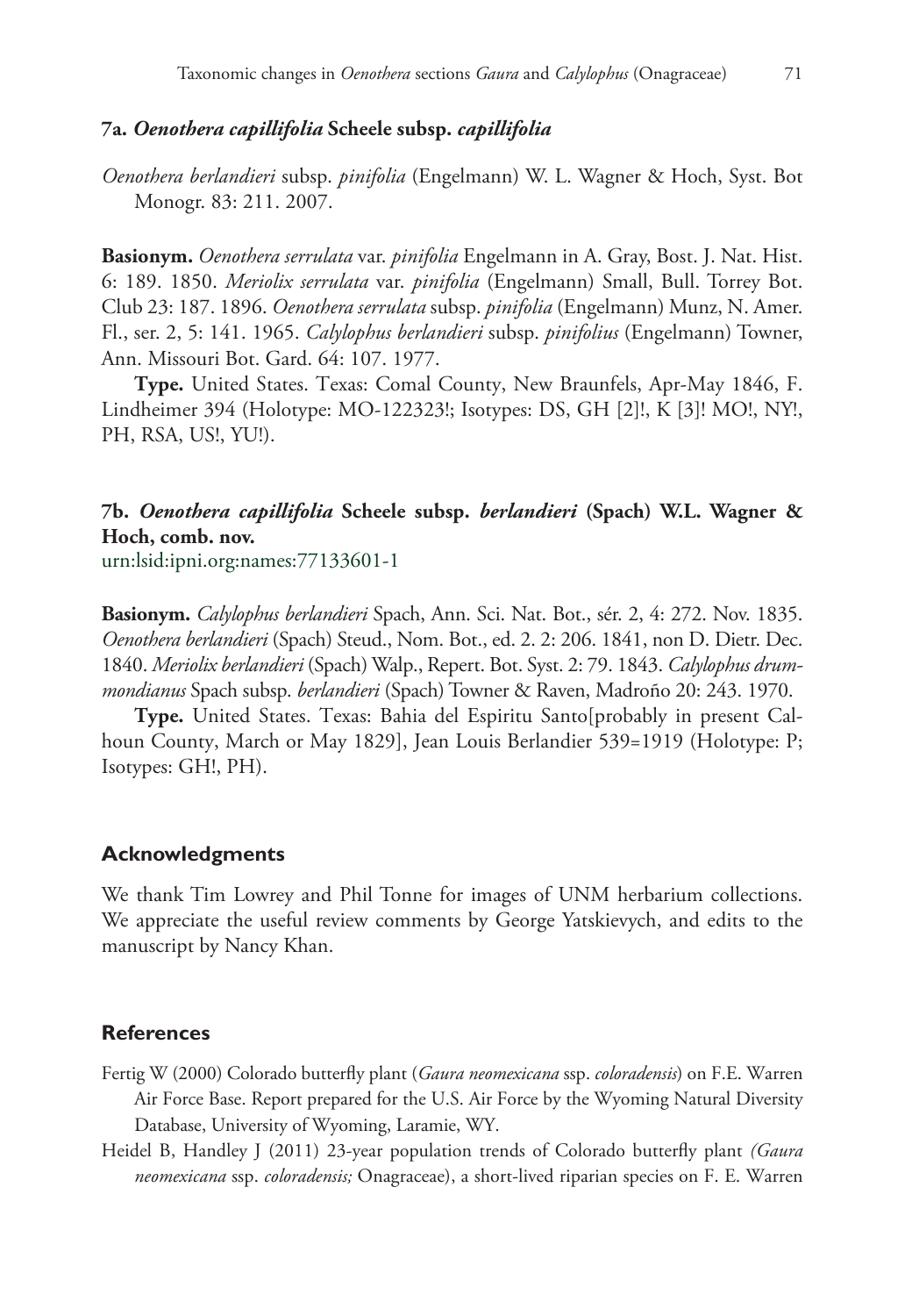### 7a. *Oenothera capillifolia* Scheele subsp. *capillifolia*

*Oenothera berlandieri* subsp. *pinifolia* (Engelmann) W. L. Wagner & Hoch, Syst. Bot Monogr. 83: 211. 2007.

**Basionym.** *Oenothera serrulata* var. *pinifolia* Engelmann in A. Gray, Bost. J. Nat. Hist. 6: 189. 1850. *Meriolix serrulata* var. *pinifolia* (Engelmann) Small, Bull. Torrey Bot. Club 23: 187. 1896. *Oenothera serrulata* subsp. *pinifolia* (Engelmann) Munz, N. Amer. Fl., ser. 2, 5: 141. 1965. *Calylophus berlandieri* subsp. *pinifolius* (Engelmann) Towner, Ann. Missouri Bot. Gard. 64: 107. 1977.

**Type.** United States. Texas: Comal County, New Braunfels, Apr-May 1846, F. Lindheimer 394 (Holotype: MO-122323!; Isotypes: DS, GH [2]!, K [3]! MO!, NY!, PH, RSA, US!, YU!).

### 7b. *Oenothera capillifolia* Scheele subsp. *berlandieri* (Spach) W.L. Wagner & Hoch, comb. nov.

urn:lsid:ipni.org:names:77133601-1

**Basionym.** *Calylophus berlandieri* Spach, Ann. Sci. Nat. Bot., sér. 2, 4: 272. Nov. 1835. *Oenothera berlandieri* (Spach) Steud., Nom. Bot., ed. 2. 2: 206. 1841, non D. Dietr. Dec. 1840. *Meriolix berlandieri* (Spach) Walp., Repert. Bot. Syst. 2: 79. 1843. *Calylophus drummondianus* Spach subsp. *berlandieri* (Spach) Towner & Raven, Madroño 20: 243. 1970.

**Type.** United States. Texas: Bahia del Espiritu Santo[probably in present Calhoun County, March or May 1829], Jean Louis Berlandier 539=1919 (Holotype: P; Isotypes: GH!, PH).

## Acknowledgments

We thank Tim Lowrey and Phil Tonne for images of UNM herbarium collections. We appreciate the useful review comments by George Yatskievych, and edits to the manuscript by Nancy Khan.

## References

Fertig W (2000) Colorado butterfly plant (*Gaura neomexicana* ssp. *coloradensis*) on F.E. Warren Air Force Base. Report prepared for the U.S. Air Force by the Wyoming Natural Diversity Database, University of Wyoming, Laramie, WY.

Heidel B, Handley J (2011) 23-year population trends of Colorado butterfly plant *(Gaura neomexicana* ssp. *coloradensis;* Onagraceae), a short-lived riparian species on F. E. Warren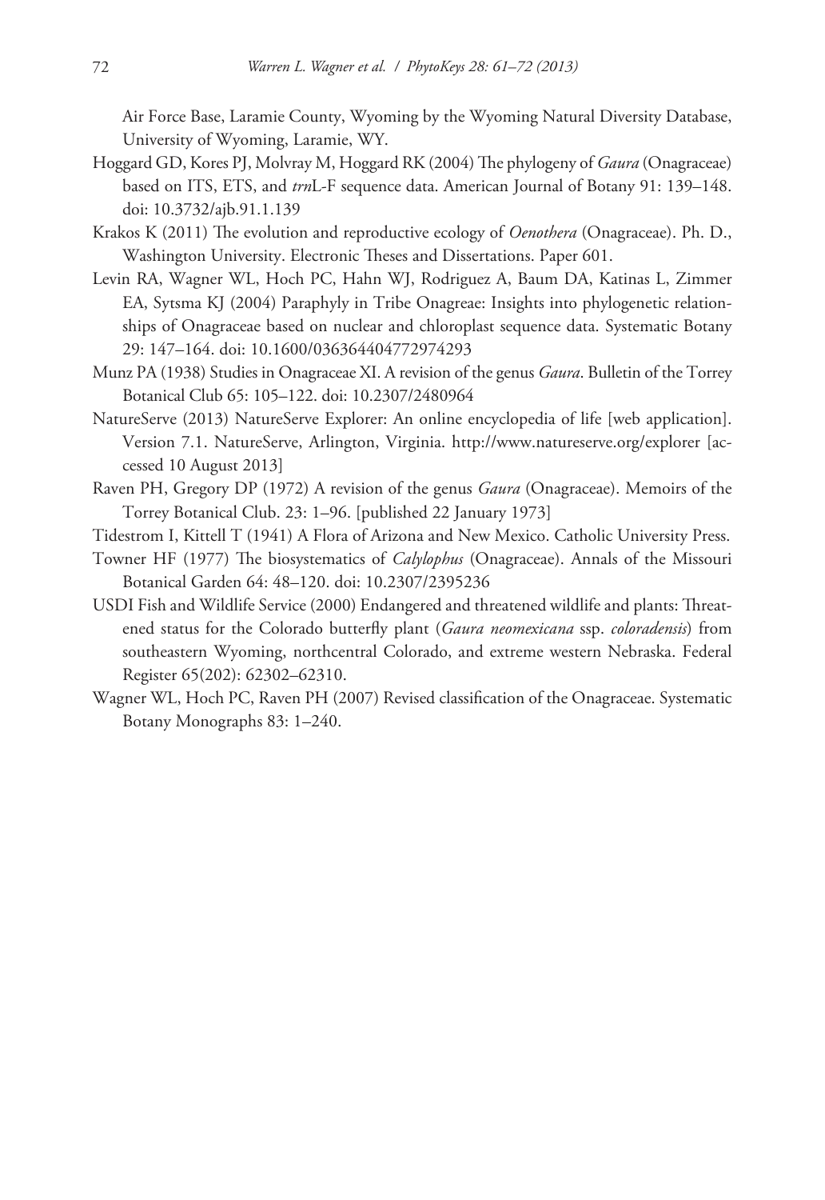Air Force Base, Laramie County, Wyoming by the Wyoming Natural Diversity Database, University of Wyoming, Laramie, WY.

Hoggard GD, Kores PJ, Molvray M, Hoggard RK (2004) The phylogeny of *Gaura* (Onagraceae) based on ITS, ETS, and *trn*L-F sequence data. American Journal of Botany 91: 139–148. doi: 10.3732/ajb.91.1.139

Krakos K (2011) The evolution and reproductive ecology of *Oenothera* (Onagraceae). Ph. D., Washington University. Electronic Theses and Dissertations. Paper 601.

Levin RA, Wagner WL, Hoch PC, Hahn WJ, Rodriguez A, Baum DA, Katinas L, Zimmer EA, Sytsma KJ (2004) Paraphyly in Tribe Onagreae: Insights into phylogenetic relationships of Onagraceae based on nuclear and chloroplast sequence data. Systematic Botany 29: 147–164. doi: 10.1600/036364404772974293

Munz PA (1938) Studies in Onagraceae XI. A revision of the genus *Gaura*. Bulletin of the Torrey Botanical Club 65: 105–122. doi: 10.2307/2480964

NatureServe (2013) NatureServe Explorer: An online encyclopedia of life [web application]. Version 7.1. NatureServe, Arlington, Virginia. http://www.natureserve.org/explorer [accessed 10 August 2013]

Raven PH, Gregory DP (1972) A revision of the genus *Gaura* (Onagraceae). Memoirs of the Torrey Botanical Club. 23: 1–96. [published 22 January 1973]

Tidestrom I, Kittell T (1941) A Flora of Arizona and New Mexico. Catholic University Press.

Towner HF (1977) The biosystematics of *Calylophus* (Onagraceae). Annals of the Missouri Botanical Garden 64: 48–120. doi: 10.2307/2395236

USDI Fish and Wildlife Service (2000) Endangered and threatened wildlife and plants: Threatened status for the Colorado butterfly plant (*Gaura neomexicana* ssp. *coloradensis*) from southeastern Wyoming, northcentral Colorado, and extreme western Nebraska. Federal Register 65(202): 62302–62310.

Wagner WL, Hoch PC, Raven PH (2007) Revised classification of the Onagraceae. Systematic Botany Monographs 83: 1–240.